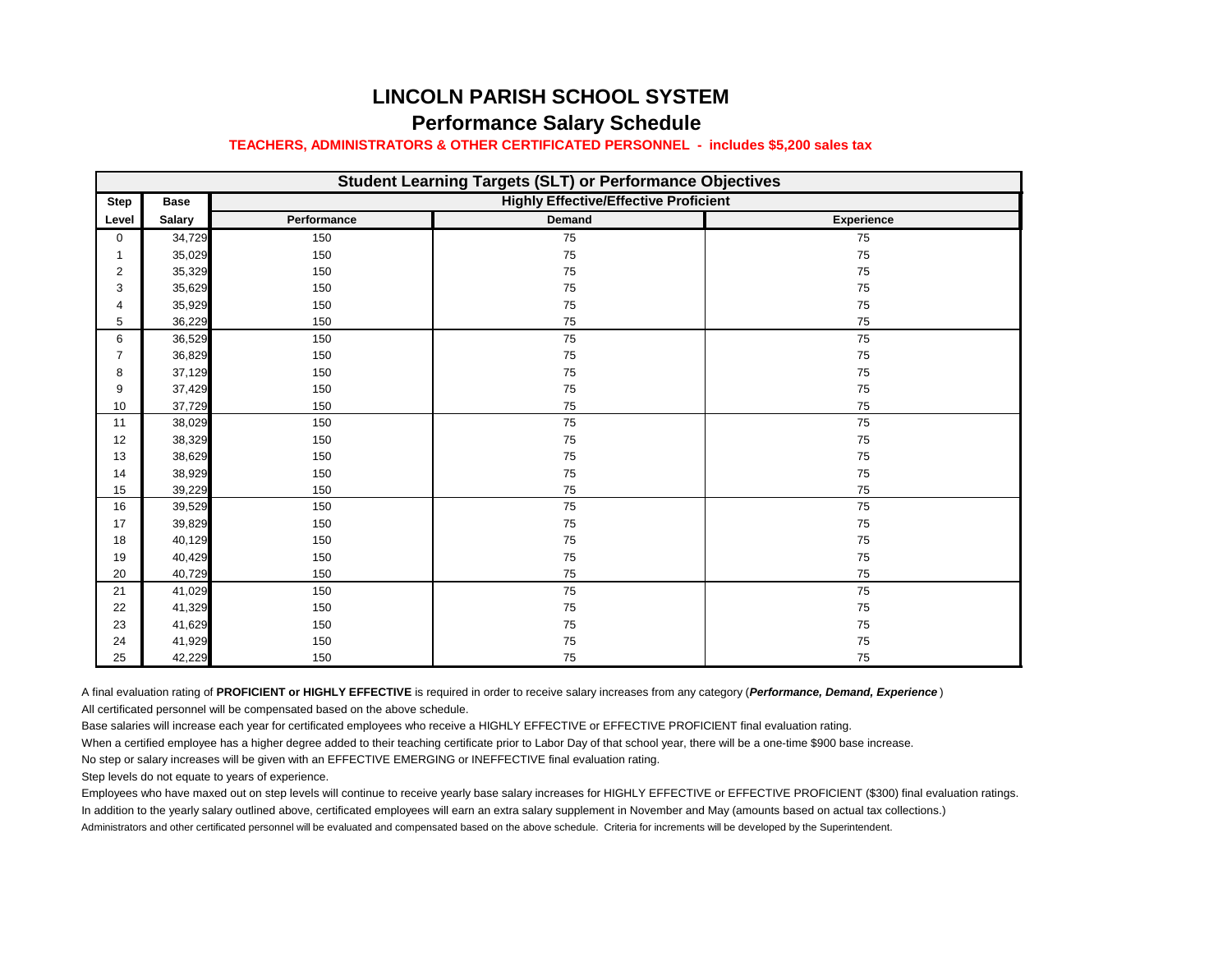# LINCOLN PARISH SCHOOL SYSTEM

## Performance Salary Schedule

**TEACHERS, ADMINISTRATORS & OTHER CERTIFICATED PERSONNEL - includes $5,200 sales tax**

| Student Learning Targets (SLT) or Performance Objectives | | | | |
|---|---|---|---|---|
| **Step** | **Base** | **Highly Effective/Effective Proficient** | | |
| **Level** | **Salary** | **Performance** | **Demand** | **Experience** |
| 0 | 34,729 | 150 | 75 | 75 |
| 1 | 35,029 | 150 | 75 | 75 |
| 2 | 35,329 | 150 | 75 | 75 |
| 3 | 35,629 | 150 | 75 | 75 |
| 4 | 35,929 | 150 | 75 | 75 |
| 5 | 36,229 | 150 | 75 | 75 |
| 6 | 36,529 | 150 | 75 | 75 |
| 7 | 36,829 | 150 | 75 | 75 |
| 8 | 37,129 | 150 | 75 | 75 |
| 9 | 37,429 | 150 | 75 | 75 |
| 10 | 37,729 | 150 | 75 | 75 |
| 11 | 38,029 | 150 | 75 | 75 |
| 12 | 38,329 | 150 | 75 | 75 |
| 13 | 38,629 | 150 | 75 | 75 |
| 14 | 38,929 | 150 | 75 | 75 |
| 15 | 39,229 | 150 | 75 | 75 |
| 16 | 39,529 | 150 | 75 | 75 |
| 17 | 39,829 | 150 | 75 | 75 |
| 18 | 40,129 | 150 | 75 | 75 |
| 19 | 40,429 | 150 | 75 | 75 |
| 20 | 40,729 | 150 | 75 | 75 |
| 21 | 41,029 | 150 | 75 | 75 |
| 22 | 41,329 | 150 | 75 | 75 |
| 23 | 41,629 | 150 | 75 | 75 |
| 24 | 41,929 | 150 | 75 | 75 |
| 25 | 42,229 | 150 | 75 | 75 |

A final evaluation rating of **PROFICIENT or HIGHLY EFFECTIVE** is required in order to receive salary increases from any category (***Performance, Demand, Experience***)

All certificated personnel will be compensated based on the above schedule.

Base salaries will increase each year for certificated employees who receive a HIGHLY EFFECTIVE or EFFECTIVE PROFICIENT final evaluation rating.

When a certified employee has a higher degree added to their teaching certificate prior to Labor Day of that school year, there will be a one-time $900 base increase.

No step or salary increases will be given with an EFFECTIVE EMERGING or INEFFECTIVE final evaluation rating.

Step levels do not equate to years of experience.

Employees who have maxed out on step levels will continue to receive yearly base salary increases for HIGHLY EFFECTIVE or EFFECTIVE PROFICIENT ($300) final evaluation ratings.

In addition to the yearly salary outlined above, certificated employees will earn an extra salary supplement in November and May (amounts based on actual tax collections.)

Administrators and other certificated personnel will be evaluated and compensated based on the above schedule. Criteria for increments will be developed by the Superintendent.